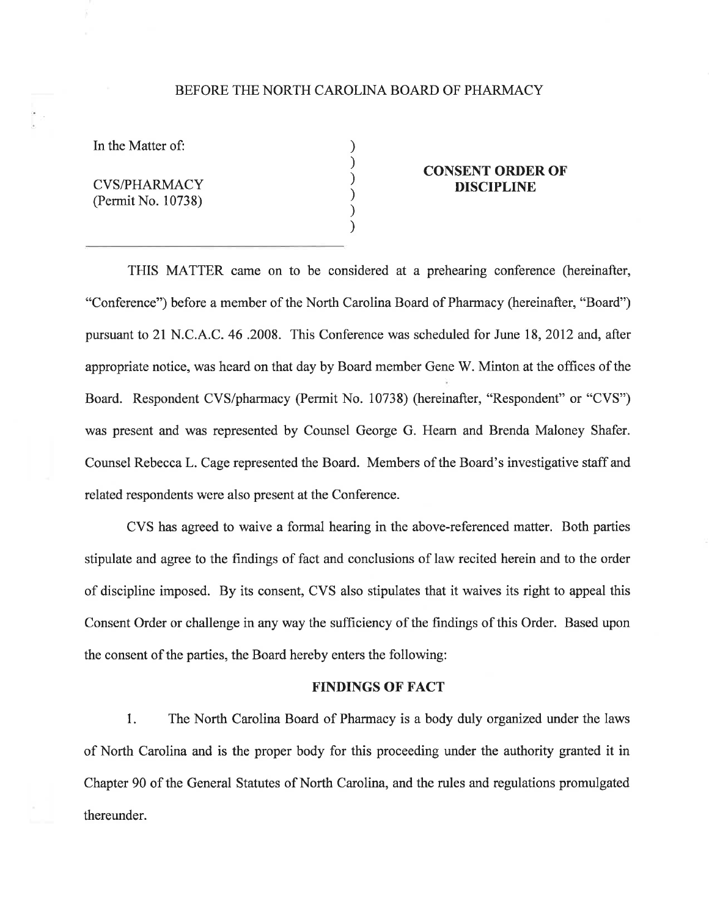BEFORE THE NORTH CAROLINA BOARD OF PHARMACY

In the Matter of:

CVS/PHARMACY
(Permit No. 10738)

**CONSENT ORDER OF DISCIPLINE**

THIS MATTER came on to be considered at a prehearing conference (hereinafter, "Conference") before a member of the North Carolina Board of Pharmacy (hereinafter, "Board") pursuant to 21 N.C.A.C. 46 .2008. This Conference was scheduled for June 18, 2012 and, after appropriate notice, was heard on that day by Board member Gene W. Minton at the offices of the Board. Respondent CVS/pharmacy (Permit No. 10738) (hereinafter, "Respondent" or "CVS") was present and was represented by Counsel George G. Hearn and Brenda Maloney Shafer. Counsel Rebecca L. Cage represented the Board. Members of the Board's investigative staff and related respondents were also present at the Conference.

CVS has agreed to waive a formal hearing in the above-referenced matter. Both parties stipulate and agree to the findings of fact and conclusions of law recited herein and to the order of discipline imposed. By its consent, CVS also stipulates that it waives its right to appeal this Consent Order or challenge in any way the sufficiency of the findings of this Order. Based upon the consent of the parties, the Board hereby enters the following:

**FINDINGS OF FACT**

1. The North Carolina Board of Pharmacy is a body duly organized under the laws of North Carolina and is the proper body for this proceeding under the authority granted it in Chapter 90 of the General Statutes of North Carolina, and the rules and regulations promulgated thereunder.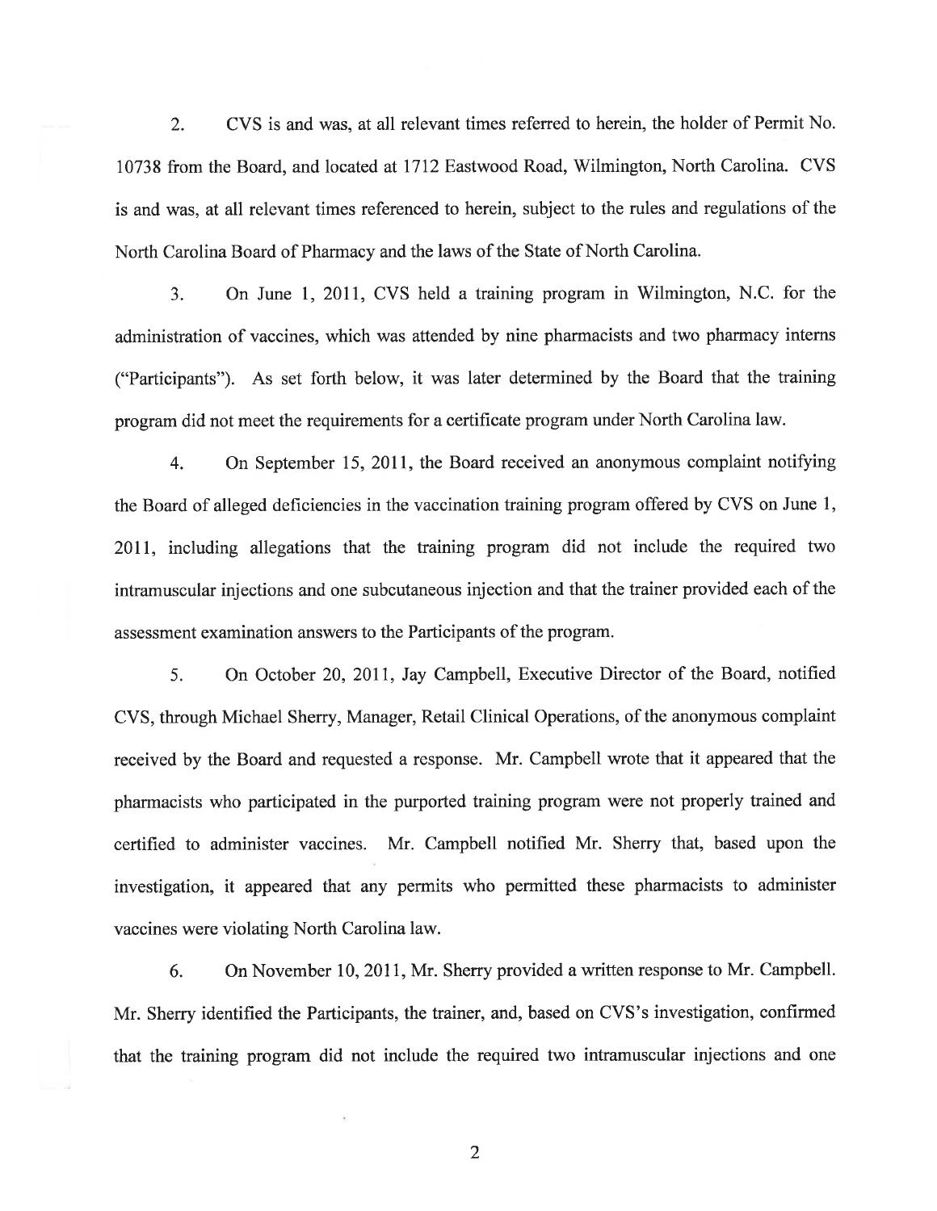2. CVS is and was, at all relevant times referred to herein, the holder of Permit No. 10738 from the Board, and located at 1712 Eastwood Road, Wilmington, North Carolina. CVS is and was, at all relevant times referenced to herein, subject to the rules and regulations of the North Carolina Board of Pharmacy and the laws of the State of North Carolina.

3. On June 1, 2011, CVS held a training program in Wilmington, N.C. for the administration of vaccines, which was attended by nine pharmacists and two pharmacy interns ("Participants"). As set forth below, it was later determined by the Board that the training program did not meet the requirements for a certificate program under North Carolina law.

4. On September 15, 2011, the Board received an anonymous complaint notifying the Board of alleged deficiencies in the vaccination training program offered by CVS on June 1, 2011, including allegations that the training program did not include the required two intramuscular injections and one subcutaneous injection and that the trainer provided each of the assessment examination answers to the Participants of the program.

5. On October 20, 2011, Jay Campbell, Executive Director of the Board, notified CVS, through Michael Sherry, Manager, Retail Clinical Operations, of the anonymous complaint received by the Board and requested a response. Mr. Campbell wrote that it appeared that the pharmacists who participated in the purported training program were not properly trained and certified to administer vaccines. Mr. Campbell notified Mr. Sherry that, based upon the investigation, it appeared that any permits who permitted these pharmacists to administer vaccines were violating North Carolina law.

6. On November 10, 2011, Mr. Sherry provided a written response to Mr. Campbell. Mr. Sherry identified the Participants, the trainer, and, based on CVS's investigation, confirmed that the training program did not include the required two intramuscular injections and one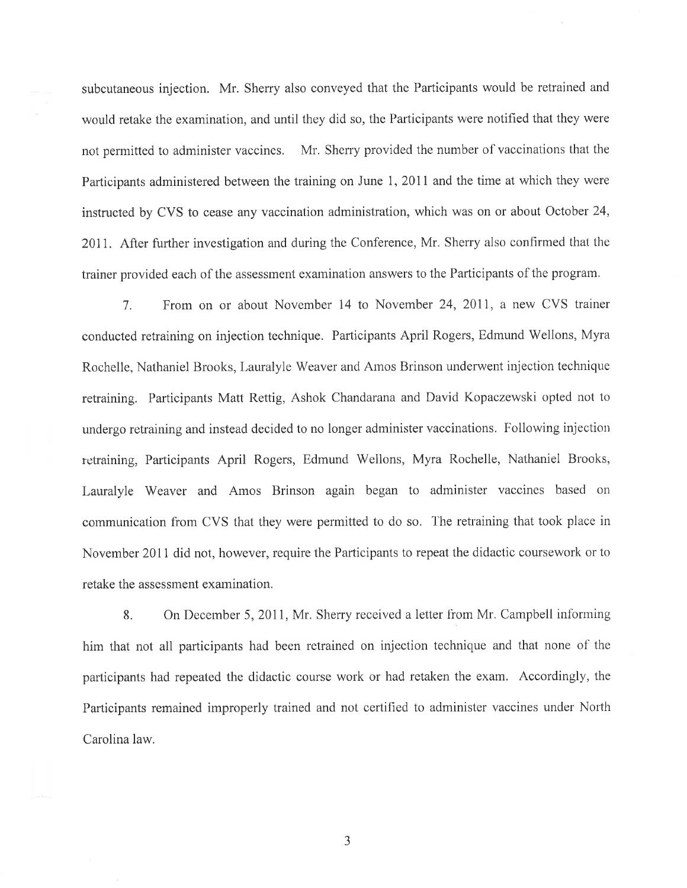subcutaneous injection. Mr. Sherry also conveyed that the Participants would be retrained and would retake the examination, and until they did so, the Participants were notified that they were not permitted to administer vaccines. Mr. Sherry provided the number of vaccinations that the Participants administered between the training on June 1, 2011 and the time at which they were instructed by CVS to cease any vaccination administration, which was on or about October 24, 2011. After further investigation and during the Conference, Mr. Sherry also confirmed that the trainer provided each of the assessment examination answers to the Participants of the program.

7. From on or about November 14 to November 24, 2011, a new CVS trainer conducted retraining on injection technique. Participants April Rogers, Edmund Wellons, Myra Rochelle, Nathaniel Brooks, Lauralyle Weaver and Amos Brinson underwent injection technique retraining. Participants Matt Rettig, Ashok Chandarana and David Kopaczewski opted not to undergo retraining and instead decided to no longer administer vaccinations. Following injection retraining, Participants April Rogers, Edmund Wellons, Myra Rochelle, Nathaniel Brooks, Lauralyle Weaver and Amos Brinson again began to administer vaccines based on communication from CVS that they were permitted to do so. The retraining that took place in November 2011 did not, however, require the Participants to repeat the didactic coursework or to retake the assessment examination.

8. On December 5, 2011, Mr. Sherry received a letter from Mr. Campbell informing him that not all participants had been retrained on injection technique and that none of the participants had repeated the didactic course work or had retaken the exam. Accordingly, the Participants remained improperly trained and not certified to administer vaccines under North Carolina law.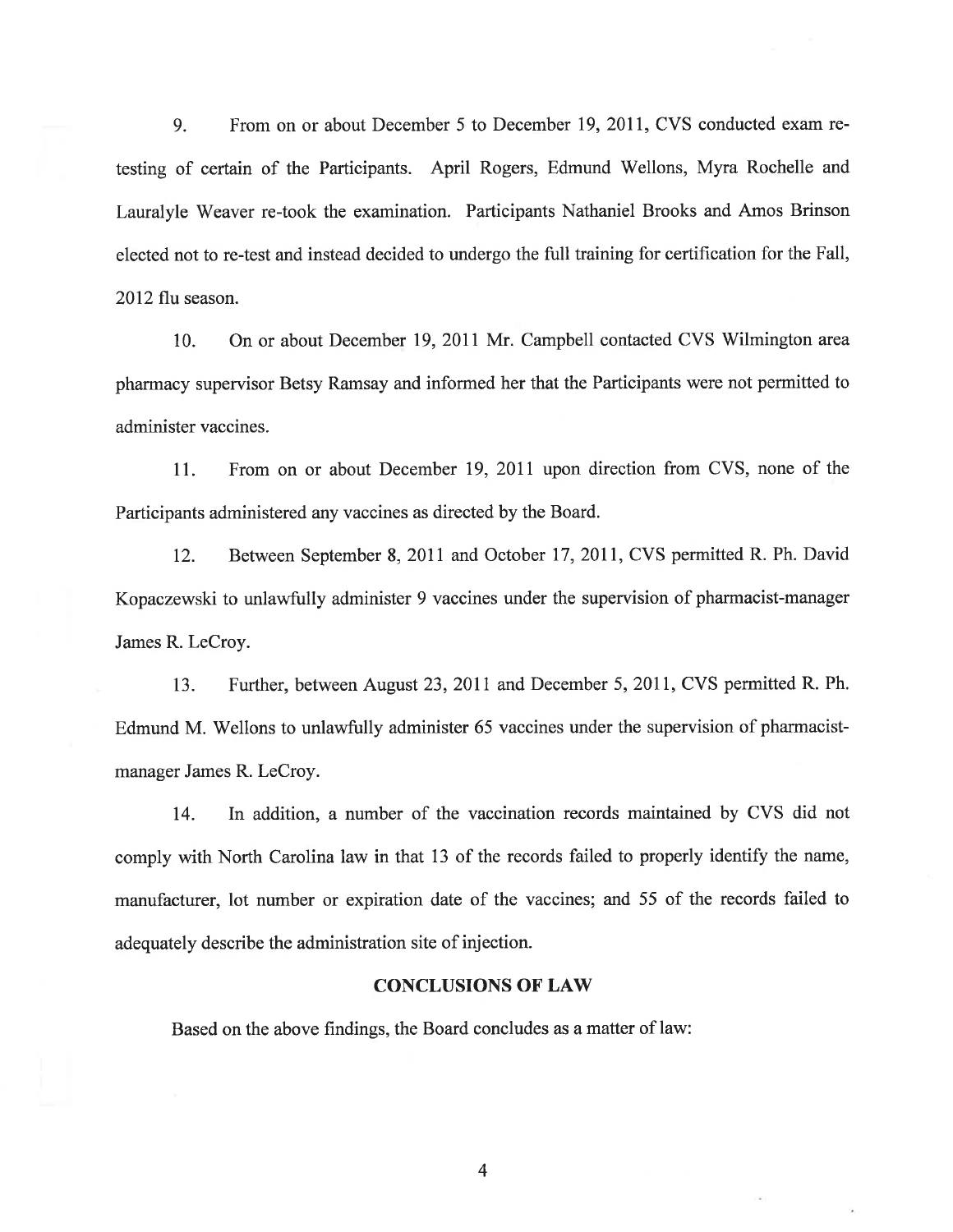9. From on or about December 5 to December 19, 2011, CVS conducted exam re-testing of certain of the Participants. April Rogers, Edmund Wellons, Myra Rochelle and Lauralyle Weaver re-took the examination. Participants Nathaniel Brooks and Amos Brinson elected not to re-test and instead decided to undergo the full training for certification for the Fall, 2012 flu season.

10. On or about December 19, 2011 Mr. Campbell contacted CVS Wilmington area pharmacy supervisor Betsy Ramsay and informed her that the Participants were not permitted to administer vaccines.

11. From on or about December 19, 2011 upon direction from CVS, none of the Participants administered any vaccines as directed by the Board.

12. Between September 8, 2011 and October 17, 2011, CVS permitted R. Ph. David Kopaczewski to unlawfully administer 9 vaccines under the supervision of pharmacist-manager James R. LeCroy.

13. Further, between August 23, 2011 and December 5, 2011, CVS permitted R. Ph. Edmund M. Wellons to unlawfully administer 65 vaccines under the supervision of pharmacist-manager James R. LeCroy.

14. In addition, a number of the vaccination records maintained by CVS did not comply with North Carolina law in that 13 of the records failed to properly identify the name, manufacturer, lot number or expiration date of the vaccines; and 55 of the records failed to adequately describe the administration site of injection.

## CONCLUSIONS OF LAW

Based on the above findings, the Board concludes as a matter of law: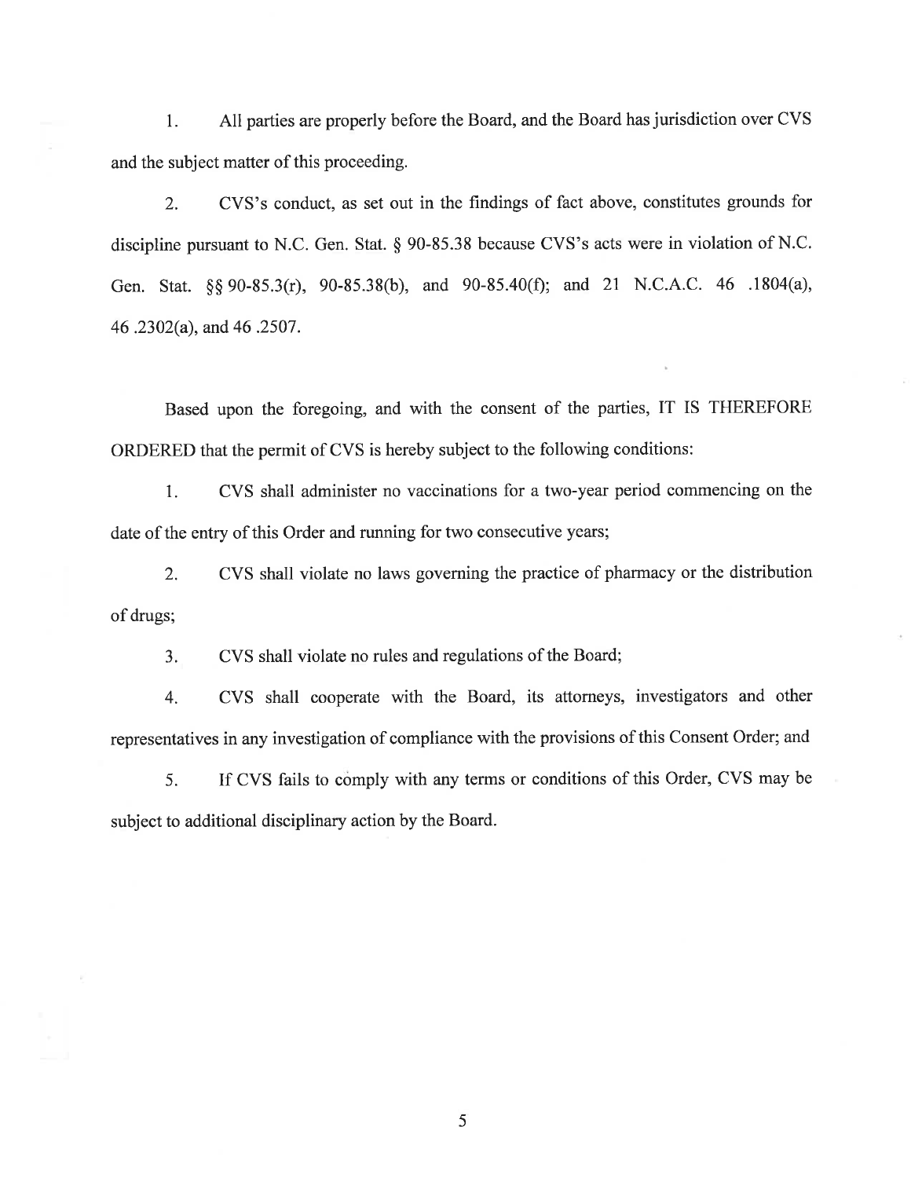1. All parties are properly before the Board, and the Board has jurisdiction over CVS and the subject matter of this proceeding.

2. CVS's conduct, as set out in the findings of fact above, constitutes grounds for discipline pursuant to N.C. Gen. Stat. § 90-85.38 because CVS's acts were in violation of N.C. Gen. Stat. §§ 90-85.3(r), 90-85.38(b), and 90-85.40(f); and 21 N.C.A.C. 46 .1804(a), 46 .2302(a), and 46 .2507.

Based upon the foregoing, and with the consent of the parties, IT IS THEREFORE ORDERED that the permit of CVS is hereby subject to the following conditions:

1. CVS shall administer no vaccinations for a two-year period commencing on the date of the entry of this Order and running for two consecutive years;

2. CVS shall violate no laws governing the practice of pharmacy or the distribution of drugs;

3. CVS shall violate no rules and regulations of the Board;

4. CVS shall cooperate with the Board, its attorneys, investigators and other representatives in any investigation of compliance with the provisions of this Consent Order; and

5. If CVS fails to comply with any terms or conditions of this Order, CVS may be subject to additional disciplinary action by the Board.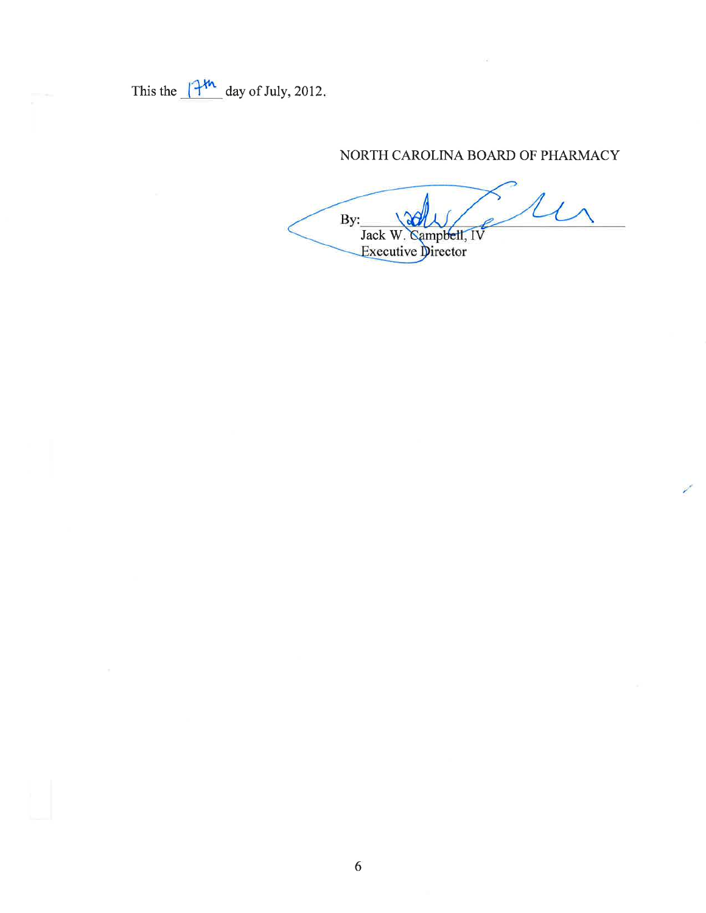This the 17th day of July, 2012.

NORTH CAROLINA BOARD OF PHARMACY

By: ______________________

Jack W. Campbell, IV
Executive Director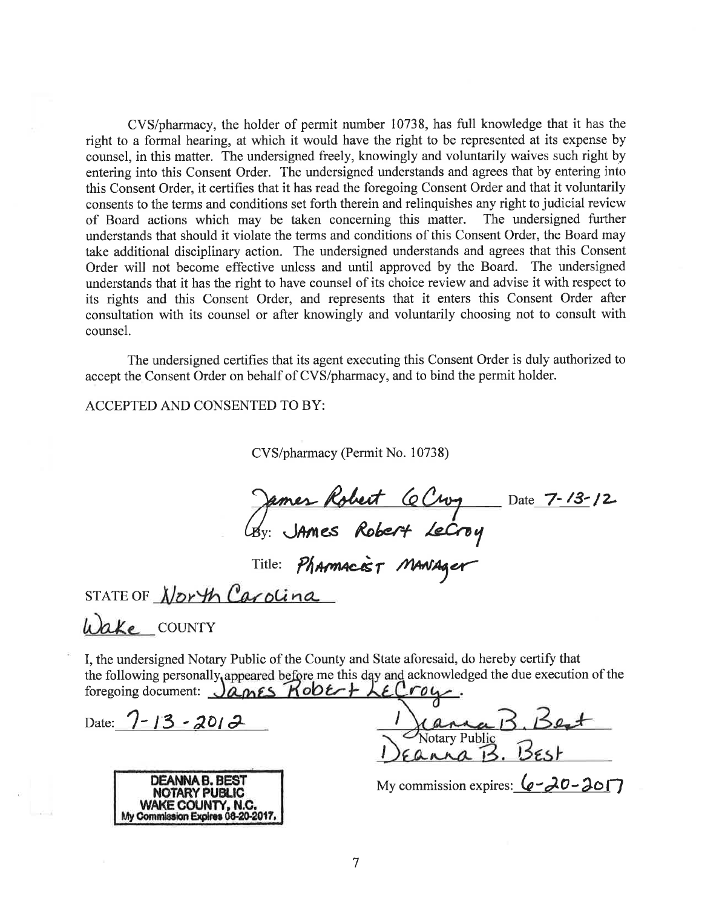CVS/pharmacy, the holder of permit number 10738, has full knowledge that it has the right to a formal hearing, at which it would have the right to be represented at its expense by counsel, in this matter. The undersigned freely, knowingly and voluntarily waives such right by entering into this Consent Order. The undersigned understands and agrees that by entering into this Consent Order, it certifies that it has read the foregoing Consent Order and that it voluntarily consents to the terms and conditions set forth therein and relinquishes any right to judicial review of Board actions which may be taken concerning this matter. The undersigned further understands that should it violate the terms and conditions of this Consent Order, the Board may take additional disciplinary action. The undersigned understands and agrees that this Consent Order will not become effective unless and until approved by the Board. The undersigned understands that it has the right to have counsel of its choice review and advise it with respect to its rights and this Consent Order, and represents that it enters this Consent Order after consultation with its counsel or after knowingly and voluntarily choosing not to consult with counsel.

The undersigned certifies that its agent executing this Consent Order is duly authorized to accept the Consent Order on behalf of CVS/pharmacy, and to bind the permit holder.

ACCEPTED AND CONSENTED TO BY:

CVS/pharmacy (Permit No. 10738)

James Robert LeCroy Date 7-13-12

By: James Robert LeCroy

Title: Pharmacist Manager

STATE OF North Carolina

Wake COUNTY

I, the undersigned Notary Public of the County and State aforesaid, do hereby certify that the following personally appeared before me this day and acknowledged the due execution of the foregoing document: James Robert LeCroy.

Date: 7-13-2012

Deanna B. Best
Notary Public
Deanna B. Best

My commission expires: 6-20-2017

DEANNA B. BEST
NOTARY PUBLIC
WAKE COUNTY, N.C.
My Commission Expires 06-20-2017.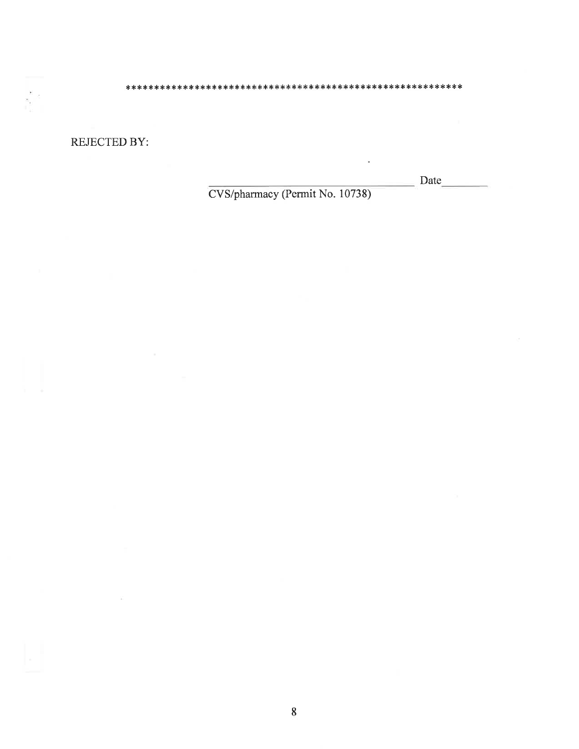\*\*\*\*\*\*\*\*\*\*\*\*\*\*\*\*\*\*\*\*\*\*\*\*\*\*\*\*\*\*\*\*\*\*\*\*\*\*\*\*\*\*\*\*\*\*\*\*\*\*\*\*\*\*\*\*\*\*\*\*\*\*\*\*\*

REJECTED BY:

\_\_\_\_\_\_\_\_\_\_\_\_\_\_\_\_\_\_\_\_\_\_\_\_\_\_\_\_\_\_\_\_\_\_\_\_\_\_ Date\_\_\_\_\_\_\_\_\_

CVS/pharmacy (Permit No. 10738)